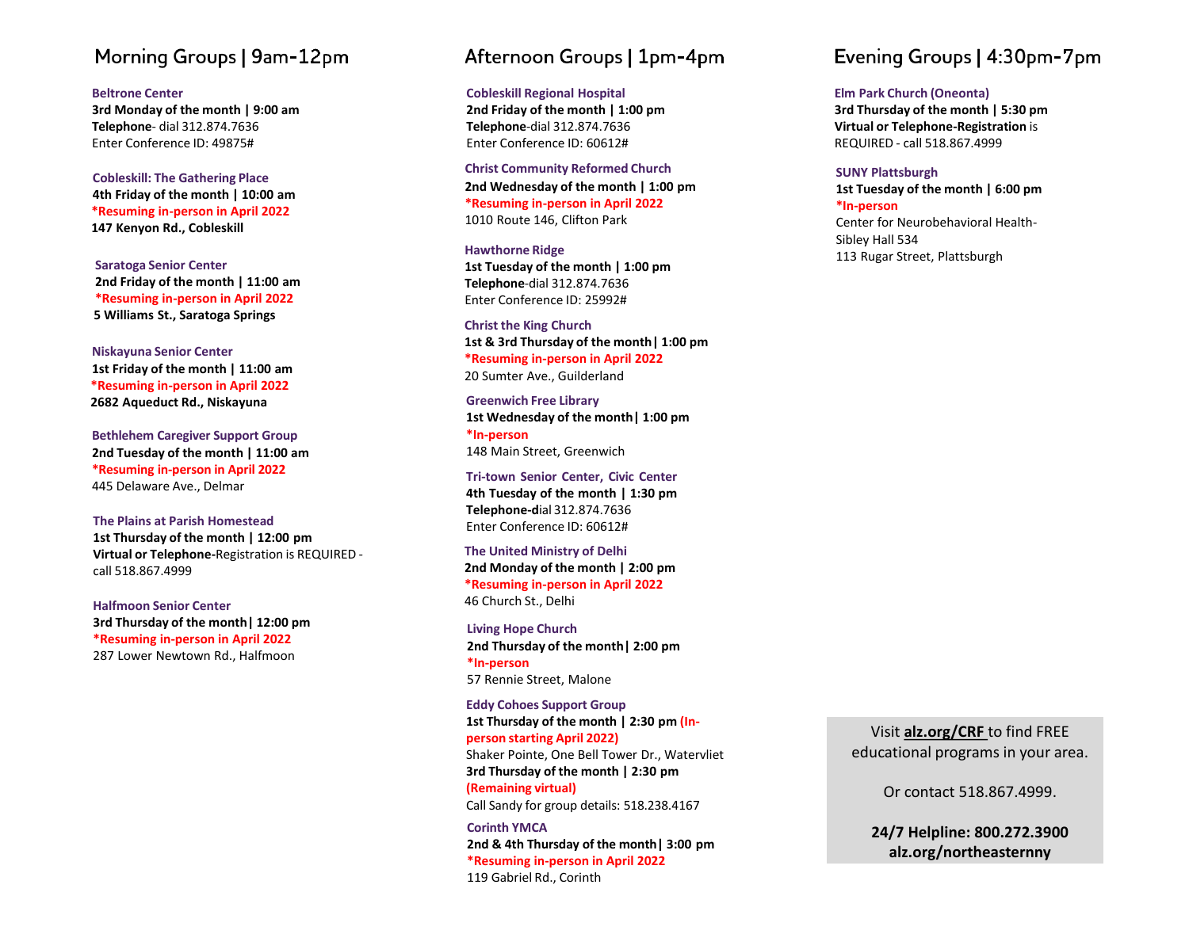## Morning Groups | 9am-12pm

**Beltrone Center**
**3rd Monday of the month | 9:00 am**
**Telephone**- dial 312.874.7636
Enter Conference ID: 49875#

**Cobleskill: The Gathering Place**
**4th Friday of the month | 10:00 am**
***Resuming in-person in April 2022**
**147 Kenyon Rd., Cobleskill**

**Saratoga Senior Center**
**2nd Friday of the month | 11:00 am**
***Resuming in-person in April 2022**
**5 Williams St., Saratoga Springs**

**Niskayuna Senior Center**
**1st Friday of the month | 11:00 am**
***Resuming in-person in April 2022**
**2682 Aqueduct Rd., Niskayuna**

**Bethlehem Caregiver Support Group**
**2nd Tuesday of the month | 11:00 am**
***Resuming in-person in April 2022**
445 Delaware Ave., Delmar

**The Plains at Parish Homestead**
**1st Thursday of the month | 12:00 pm**
**Virtual or Telephone-**Registration is REQUIRED - call 518.867.4999

**Halfmoon Senior Center**
**3rd Thursday of the month| 12:00 pm**
***Resuming in-person in April 2022**
287 Lower Newtown Rd., Halfmoon

## Afternoon Groups | 1pm-4pm

**Cobleskill Regional Hospital**
**2nd Friday of the month | 1:00 pm**
**Telephone**-dial 312.874.7636
Enter Conference ID: 60612#

**Christ Community Reformed Church**
**2nd Wednesday of the month | 1:00 pm**
***Resuming in-person in April 2022**
1010 Route 146, Clifton Park

**Hawthorne Ridge**
**1st Tuesday of the month | 1:00 pm**
**Telephone**-dial 312.874.7636
Enter Conference ID: 25992#

**Christ the King Church**
**1st & 3rd Thursday of the month| 1:00 pm**
***Resuming in-person in April 2022**
20 Sumter Ave., Guilderland

**Greenwich Free Library**
**1st Wednesday of the month| 1:00 pm**
***In-person**
148 Main Street, Greenwich

**Tri-town Senior Center, Civic Center**
**4th Tuesday of the month | 1:30 pm**
**Telephone-d**ial 312.874.7636
Enter Conference ID: 60612#

**The United Ministry of Delhi**
**2nd Monday of the month | 2:00 pm**
***Resuming in-person in April 2022**
46 Church St., Delhi

**Living Hope Church**
**2nd Thursday of the month| 2:00 pm**
***In-person**
57 Rennie Street, Malone

**Eddy Cohoes Support Group**
**1st Thursday of the month | 2:30 pm (In-person starting April 2022)**
Shaker Pointe, One Bell Tower Dr., Watervliet
**3rd Thursday of the month | 2:30 pm**
**(Remaining virtual)**
Call Sandy for group details: 518.238.4167

**Corinth YMCA**
**2nd & 4th Thursday of the month| 3:00 pm**
***Resuming in-person in April 2022**
119 Gabriel Rd., Corinth

## Evening Groups | 4:30pm-7pm

**Elm Park Church (Oneonta)**
**3rd Thursday of the month | 5:30 pm**
**Virtual or Telephone-Registration** is REQUIRED - call 518.867.4999

**SUNY Plattsburgh**
**1st Tuesday of the month | 6:00 pm**
***In-person**
Center for Neurobehavioral Health-Sibley Hall 534
113 Rugar Street, Plattsburgh

Visit **alz.org/CRF** to find FREE educational programs in your area.

Or contact 518.867.4999.

**24/7 Helpline: 800.272.3900**
**alz.org/northeasternny**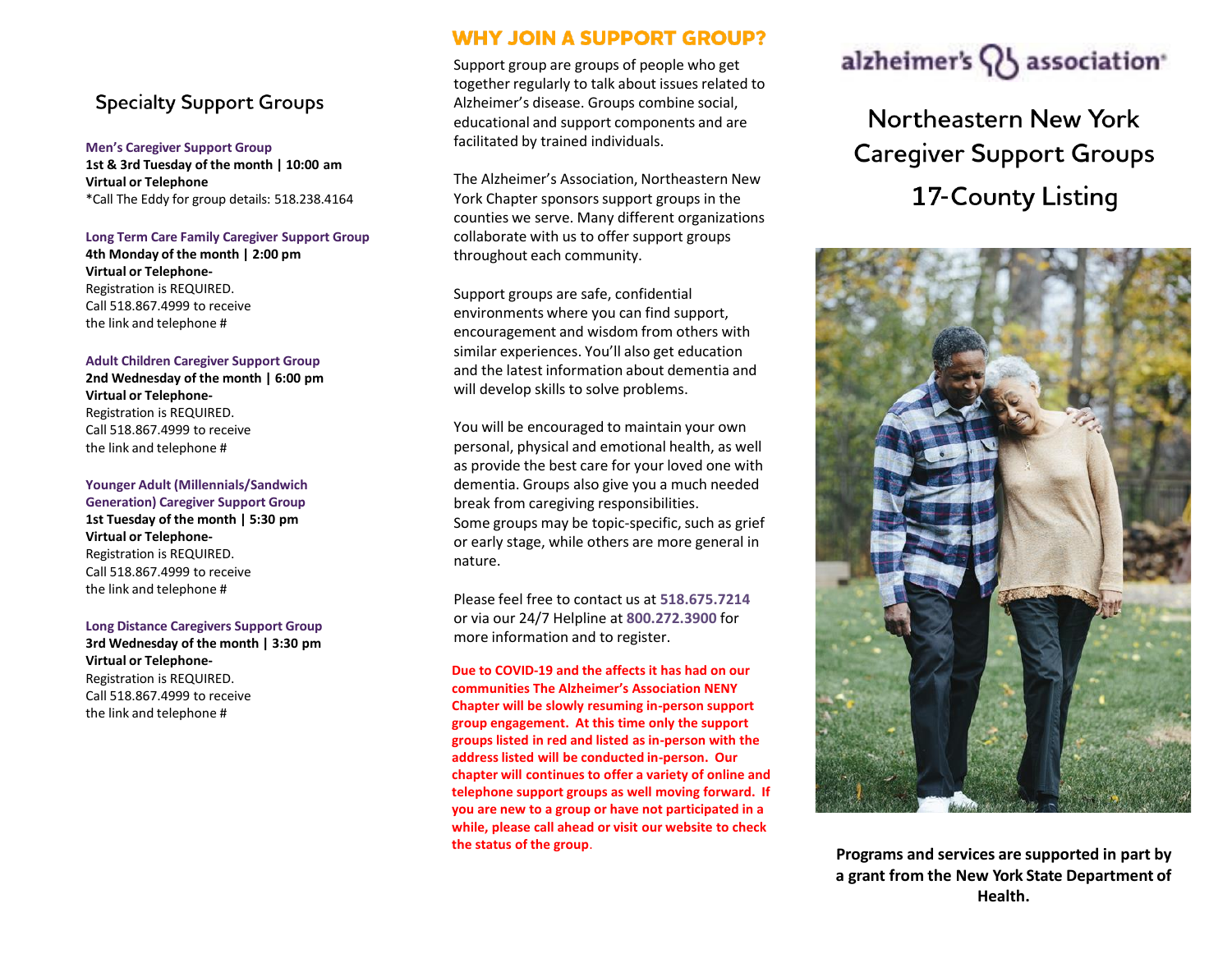## Specialty Support Groups

**Men's Caregiver Support Group**
**1st & 3rd Tuesday of the month | 10:00 am**
**Virtual or Telephone**
*Call The Eddy for group details: 518.238.4164

**Long Term Care Family Caregiver Support Group**
**4th Monday of the month | 2:00 pm**
**Virtual or Telephone-**
Registration is REQUIRED.
Call 518.867.4999 to receive the link and telephone #

**Adult Children Caregiver Support Group**
**2nd Wednesday of the month | 6:00 pm**
**Virtual or Telephone-**
Registration is REQUIRED.
Call 518.867.4999 to receive the link and telephone #

**Younger Adult (Millennials/Sandwich Generation) Caregiver Support Group**
**1st Tuesday of the month | 5:30 pm**
**Virtual or Telephone-**
Registration is REQUIRED.
Call 518.867.4999 to receive the link and telephone #

**Long Distance Caregivers Support Group**
**3rd Wednesday of the month | 3:30 pm**
**Virtual or Telephone-**
Registration is REQUIRED.
Call 518.867.4999 to receive the link and telephone #

## WHY JOIN A SUPPORT GROUP?

Support group are groups of people who get together regularly to talk about issues related to Alzheimer's disease. Groups combine social, educational and support components and are facilitated by trained individuals.

The Alzheimer's Association, Northeastern New York Chapter sponsors support groups in the counties we serve. Many different organizations collaborate with us to offer support groups throughout each community.

Support groups are safe, confidential environments where you can find support, encouragement and wisdom from others with similar experiences. You'll also get education and the latest information about dementia and will develop skills to solve problems.

You will be encouraged to maintain your own personal, physical and emotional health, as well as provide the best care for your loved one with dementia. Groups also give you a much needed break from caregiving responsibilities.
Some groups may be topic-specific, such as grief or early stage, while others are more general in nature.

Please feel free to contact us at **518.675.7214** or via our 24/7 Helpline at **800.272.3900** for more information and to register.

**Due to COVID-19 and the affects it has had on our communities The Alzheimer's Association NENY Chapter will be slowly resuming in-person support group engagement. At this time only the support groups listed in red and listed as in-person with the address listed will be conducted in-person. Our chapter will continues to offer a variety of online and telephone support groups as well moving forward. If you are new to a group or have not participated in a while, please call ahead or visit our website to check the status of the group.**

alzheimer's association

# Northeastern New York Caregiver Support Groups

# 17-County Listing

**Programs and services are supported in part by a grant from the New York State Department of Health.**